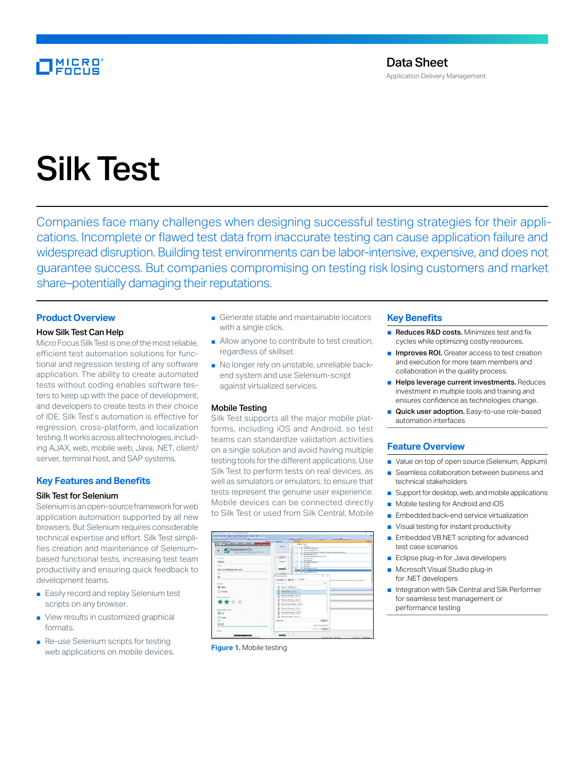Data Sheet
Application Delivery Management

# Silk Test

Companies face many challenges when designing successful testing strategies for their applications. Incomplete or flawed test data from inaccurate testing can cause application failure and widespread disruption. Building test environments can be labor-intensive, expensive, and does not guarantee success. But companies compromising on testing risk losing customers and market share–potentially damaging their reputations.

## Product Overview

### How Silk Test Can Help

Micro Focus Silk Test is one of the most reliable, efficient test automation solutions for functional and regression testing of any software application. The ability to create automated tests without coding enables software testers to keep up with the pace of development, and developers to create tests in their choice of IDE. Silk Test's automation is effective for regression, cross-platform, and localization testing. It works across all technologies, including AJAX, web, mobile web, Java, .NET, client/server, terminal host, and SAP systems.

## Key Features and Benefits

### Silk Test for Selenium

Selenium is an open-source framework for web application automation supported by all new browsers. But Selenium requires considerable technical expertise and effort. Silk Test simplifies creation and maintenance of Selenium-based functional tests, increasing test team productivity and ensuring quick feedback to development teams.

- Easily record and replay Selenium test scripts on any browser.
- View results in customized graphical formats.
- Re-use Selenium scripts for testing web applications on mobile devices.
- Generate stable and maintainable locators with a single click.
- Allow anyone to contribute to test creation, regardless of skillset.
- No longer rely on unstable, unreliable back-end system and use Selenium-script against virtualized services.

### Mobile Testing

Silk Test supports all the major mobile platforms, including iOS and Android, so test teams can standardize validation activities on a single solution and avoid having multiple testing tools for the different applications. Use Silk Test to perform tests on real devices, as well as simulators or emulators, to ensure that tests represent the genuine user experience. Mobile devices can be connected directly to Silk Test or used from Silk Central, Mobile

**Figure 1.** Mobile testing

## Key Benefits

- **Reduces R&D costs.** Minimizes test and fix cycles while optimizing costly resources.
- **Improves ROI.** Greater access to test creation and execution for more team members and collaboration in the quality process.
- **Helps leverage current investments.** Reduces investment in multiple tools and training and ensures confidence as technologies change.
- **Quick user adoption.** Easy-to-use role-based automation interfaces

## Feature Overview

- Value on top of open source (Selenium, Appium)
- Seamless collaboration between business and technical stakeholders
- Support for desktop, web, and mobile applications
- Mobile testing for Android and iOS
- Embedded back-end service virtualization
- Visual testing for instant productivity
- Embedded VB.NET scripting for advanced test case scenarios
- Eclipse plug-in for Java developers
- Microsoft Visual Studio plug-in for .NET developers
- Integration with Silk Central and Silk Performer for seamless test management or performance testing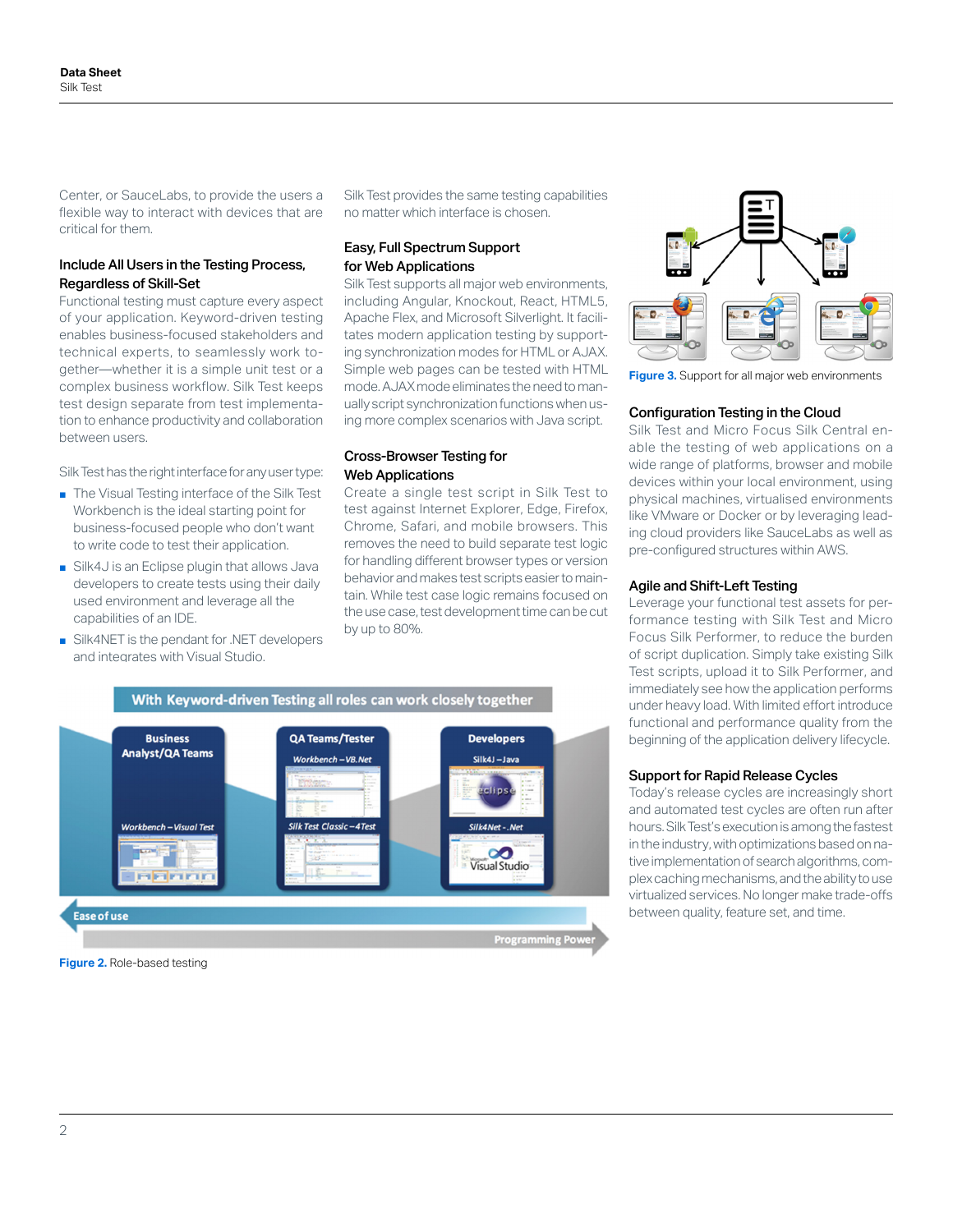Center, or SauceLabs, to provide the users a flexible way to interact with devices that are critical for them.

### Include All Users in the Testing Process, Regardless of Skill-Set

Functional testing must capture every aspect of your application. Keyword-driven testing enables business-focused stakeholders and technical experts, to seamlessly work together—whether it is a simple unit test or a complex business workflow. Silk Test keeps test design separate from test implementation to enhance productivity and collaboration between users.

Silk Test has the right interface for any user type:

- The Visual Testing interface of the Silk Test Workbench is the ideal starting point for business-focused people who don't want to write code to test their application.
- Silk4J is an Eclipse plugin that allows Java developers to create tests using their daily used environment and leverage all the capabilities of an IDE.
- Silk4NET is the pendant for .NET developers and integrates with Visual Studio.

Silk Test provides the same testing capabilities no matter which interface is chosen.

### Easy, Full Spectrum Support for Web Applications

Silk Test supports all major web environments, including Angular, Knockout, React, HTML5, Apache Flex, and Microsoft Silverlight. It facilitates modern application testing by supporting synchronization modes for HTML or AJAX. Simple web pages can be tested with HTML mode. AJAX mode eliminates the need to manually script synchronization functions when using more complex scenarios with Java script.

### Cross-Browser Testing for Web Applications

Create a single test script in Silk Test to test against Internet Explorer, Edge, Firefox, Chrome, Safari, and mobile browsers. This removes the need to build separate test logic for handling different browser types or version behavior and makes test scripts easier to maintain. While test case logic remains focused on the use case, test development time can be cut by up to 80%.

With Keyword-driven Testing all roles can work closely together

Business Analyst/QA Teams — Workbench – Visual Test
QA Teams/Tester — Workbench – VB.Net; Silk Test Classic – 4Test
Developers — Silk4J – Java; Silk4Net - .Net

Ease of use ← → Programming Power

**Figure 2.** Role-based testing

**Figure 3.** Support for all major web environments

### Configuration Testing in the Cloud

Silk Test and Micro Focus Silk Central enable the testing of web applications on a wide range of platforms, browser and mobile devices within your local environment, using physical machines, virtualised environments like VMware or Docker or by leveraging leading cloud providers like SauceLabs as well as pre-configured structures within AWS.

### Agile and Shift-Left Testing

Leverage your functional test assets for performance testing with Silk Test and Micro Focus Silk Performer, to reduce the burden of script duplication. Simply take existing Silk Test scripts, upload it to Silk Performer, and immediately see how the application performs under heavy load. With limited effort introduce functional and performance quality from the beginning of the application delivery lifecycle.

### Support for Rapid Release Cycles

Today's release cycles are increasingly short and automated test cycles are often run after hours. Silk Test's execution is among the fastest in the industry, with optimizations based on native implementation of search algorithms, complex caching mechanisms, and the ability to use virtualized services. No longer make trade-offs between quality, feature set, and time.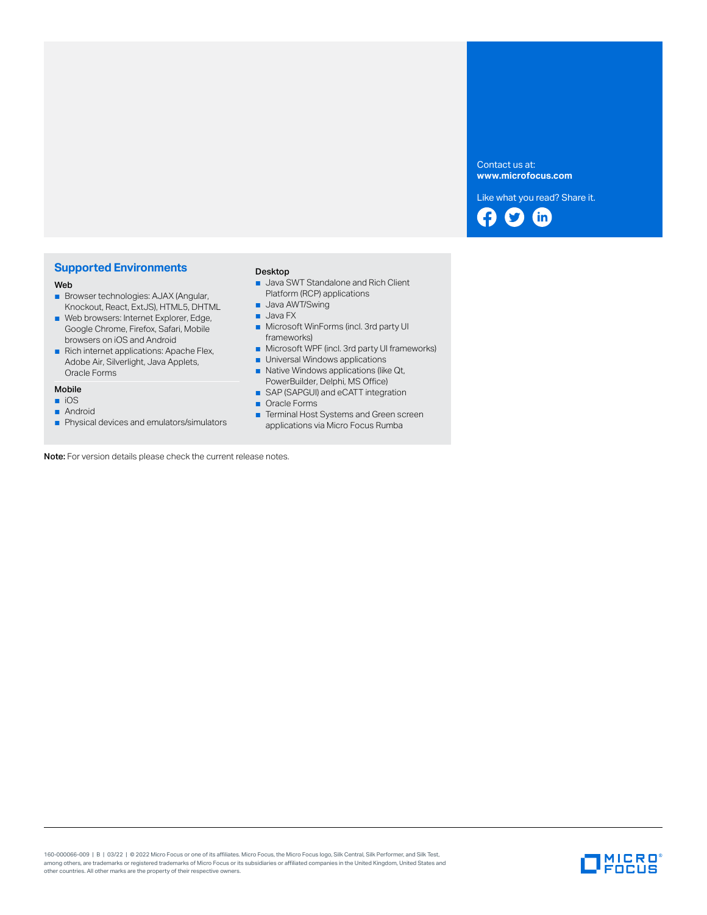Contact us at:
**www.microfocus.com**

Like what you read? Share it.

## Supported Environments

### Web

- Browser technologies: AJAX (Angular, Knockout, React, ExtJS), HTML5, DHTML
- Web browsers: Internet Explorer, Edge, Google Chrome, Firefox, Safari, Mobile browsers on iOS and Android
- Rich internet applications: Apache Flex, Adobe Air, Silverlight, Java Applets, Oracle Forms

### Mobile

- iOS
- Android
- Physical devices and emulators/simulators

### Desktop

- Java SWT Standalone and Rich Client Platform (RCP) applications
- Java AWT/Swing
- Java FX
- Microsoft WinForms (incl. 3rd party UI frameworks)
- Microsoft WPF (incl. 3rd party UI frameworks)
- Universal Windows applications
- Native Windows applications (like Qt, PowerBuilder, Delphi, MS Office)
- SAP (SAPGUI) and eCATT integration
- Oracle Forms
- Terminal Host Systems and Green screen applications via Micro Focus Rumba

**Note:** For version details please check the current release notes.

160-000066-009 | B | 03/22 | © 2022 Micro Focus or one of its affiliates. Micro Focus, the Micro Focus logo, Silk Central, Silk Performer, and Silk Test, among others, are trademarks or registered trademarks of Micro Focus or its subsidiaries or affiliated companies in the United Kingdom, United States and other countries. All other marks are the property of their respective owners.